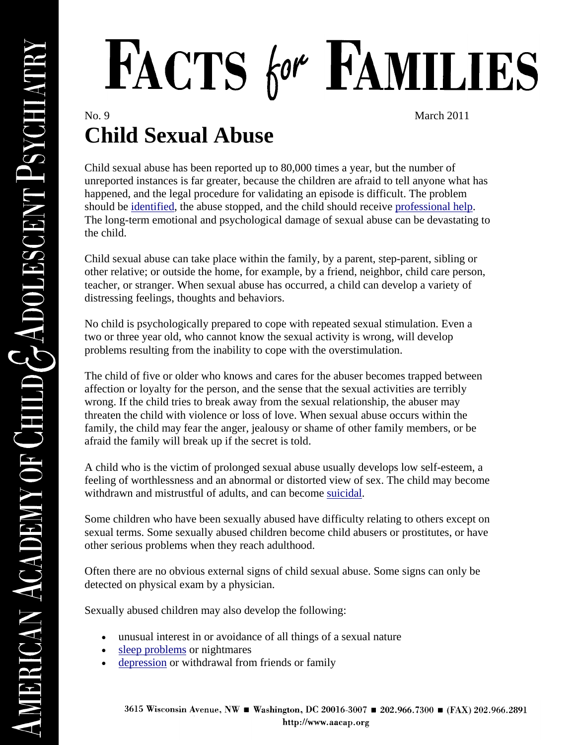# FACTS for FAMILIES

No. 9 March 2011

## Child Sexual Abuse

Child sexual abuse has been reported up to 80,000 times a year, but the number of unreported instances is far greater, because the children are afraid to tell anyone what has happened, and the legal procedure for validating an episode is difficult. The problem should be identified, the abuse stopped, and the child should receive professional help. The long-term emotional and psychological damage of sexual abuse can be devastating to the child.

Child sexual abuse can take place within the family, by a parent, step-parent, sibling or other relative; or outside the home, for example, by a friend, neighbor, child care person, teacher, or stranger. When sexual abuse has occurred, a child can develop a variety of distressing feelings, thoughts and behaviors.

No child is psychologically prepared to cope with repeated sexual stimulation. Even a two or three year old, who cannot know the sexual activity is wrong, will develop problems resulting from the inability to cope with the overstimulation.

The child of five or older who knows and cares for the abuser becomes trapped between affection or loyalty for the person, and the sense that the sexual activities are terribly wrong. If the child tries to break away from the sexual relationship, the abuser may threaten the child with violence or loss of love. When sexual abuse occurs within the family, the child may fear the anger, jealousy or shame of other family members, or be afraid the family will break up if the secret is told.

A child who is the victim of prolonged sexual abuse usually develops low self-esteem, a feeling of worthlessness and an abnormal or distorted view of sex. The child may become withdrawn and mistrustful of adults, and can become suicidal.

Some children who have been sexually abused have difficulty relating to others except on sexual terms. Some sexually abused children become child abusers or prostitutes, or have other serious problems when they reach adulthood.

Often there are no obvious external signs of child sexual abuse. Some signs can only be detected on physical exam by a physician.

Sexually abused children may also develop the following:

- unusual interest in or avoidance of all things of a sexual nature
- sleep problems or nightmares
- depression or withdrawal from friends or family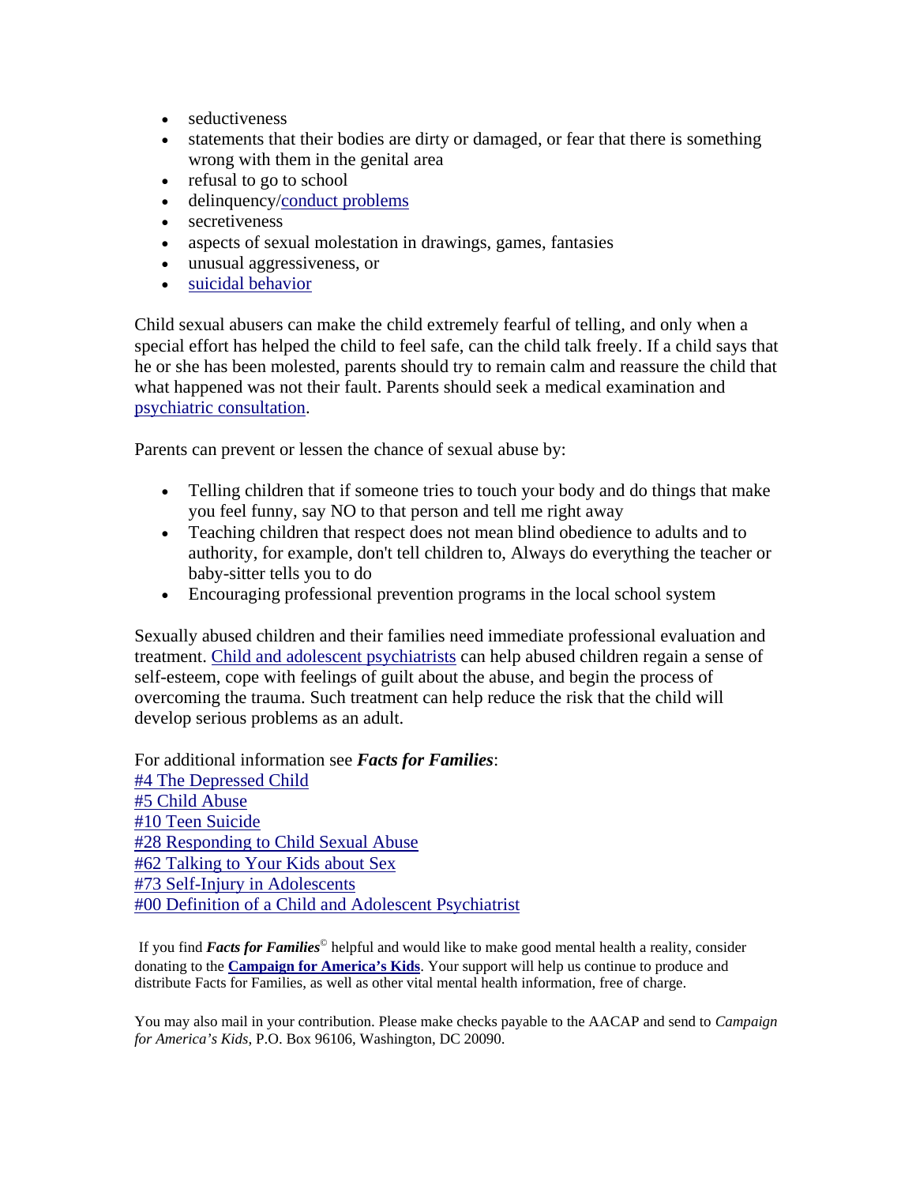- seductiveness
- statements that their bodies are dirty or damaged, or fear that there is something wrong with them in the genital area
- refusal to go to school
- delinquency/conduct problems
- secretiveness
- aspects of sexual molestation in drawings, games, fantasies
- unusual aggressiveness, or
- suicidal behavior

Child sexual abusers can make the child extremely fearful of telling, and only when a special effort has helped the child to feel safe, can the child talk freely. If a child says that he or she has been molested, parents should try to remain calm and reassure the child that what happened was not their fault. Parents should seek a medical examination and psychiatric consultation.

Parents can prevent or lessen the chance of sexual abuse by:

- Telling children that if someone tries to touch your body and do things that make you feel funny, say NO to that person and tell me right away
- Teaching children that respect does not mean blind obedience to adults and to authority, for example, don't tell children to, Always do everything the teacher or baby-sitter tells you to do
- Encouraging professional prevention programs in the local school system

Sexually abused children and their families need immediate professional evaluation and treatment. Child and adolescent psychiatrists can help abused children regain a sense of self-esteem, cope with feelings of guilt about the abuse, and begin the process of overcoming the trauma. Such treatment can help reduce the risk that the child will develop serious problems as an adult.

For additional information see ***Facts for Families***:
#4 The Depressed Child
#5 Child Abuse
#10 Teen Suicide
#28 Responding to Child Sexual Abuse
#62 Talking to Your Kids about Sex
#73 Self-Injury in Adolescents
#00 Definition of a Child and Adolescent Psychiatrist

If you find ***Facts for Families***© helpful and would like to make good mental health a reality, consider donating to the **Campaign for America's Kids**. Your support will help us continue to produce and distribute Facts for Families, as well as other vital mental health information, free of charge.

You may also mail in your contribution. Please make checks payable to the AACAP and send to *Campaign for America's Kids*, P.O. Box 96106, Washington, DC 20090.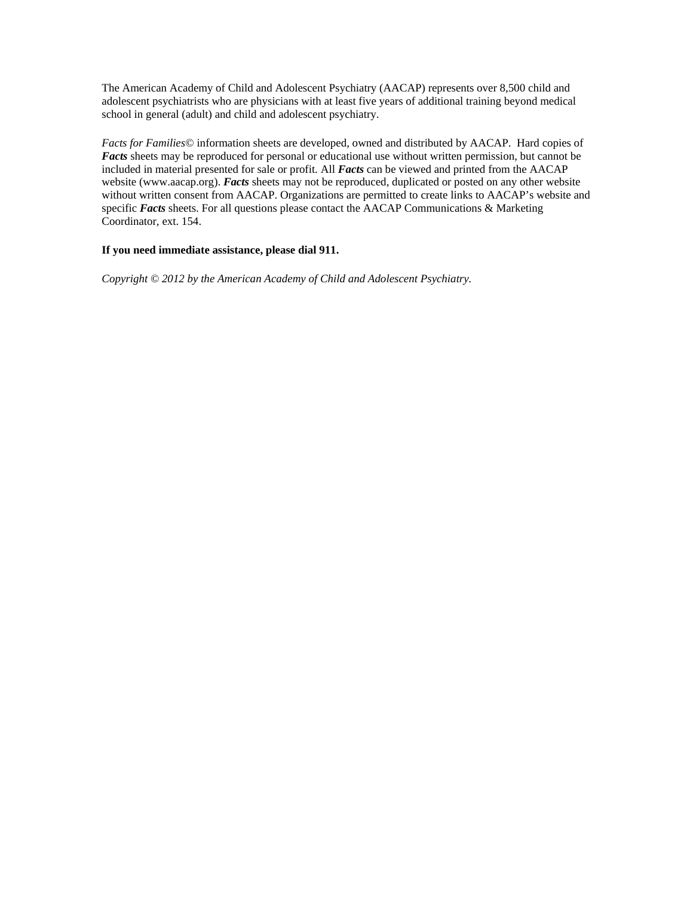The American Academy of Child and Adolescent Psychiatry (AACAP) represents over 8,500 child and adolescent psychiatrists who are physicians with at least five years of additional training beyond medical school in general (adult) and child and adolescent psychiatry.

*Facts for Families©* information sheets are developed, owned and distributed by AACAP. Hard copies of ***Facts*** sheets may be reproduced for personal or educational use without written permission, but cannot be included in material presented for sale or profit. All ***Facts*** can be viewed and printed from the AACAP website (www.aacap.org). ***Facts*** sheets may not be reproduced, duplicated or posted on any other website without written consent from AACAP. Organizations are permitted to create links to AACAP's website and specific ***Facts*** sheets. For all questions please contact the AACAP Communications & Marketing Coordinator, ext. 154.

**If you need immediate assistance, please dial 911.**

*Copyright © 2012 by the American Academy of Child and Adolescent Psychiatry.*